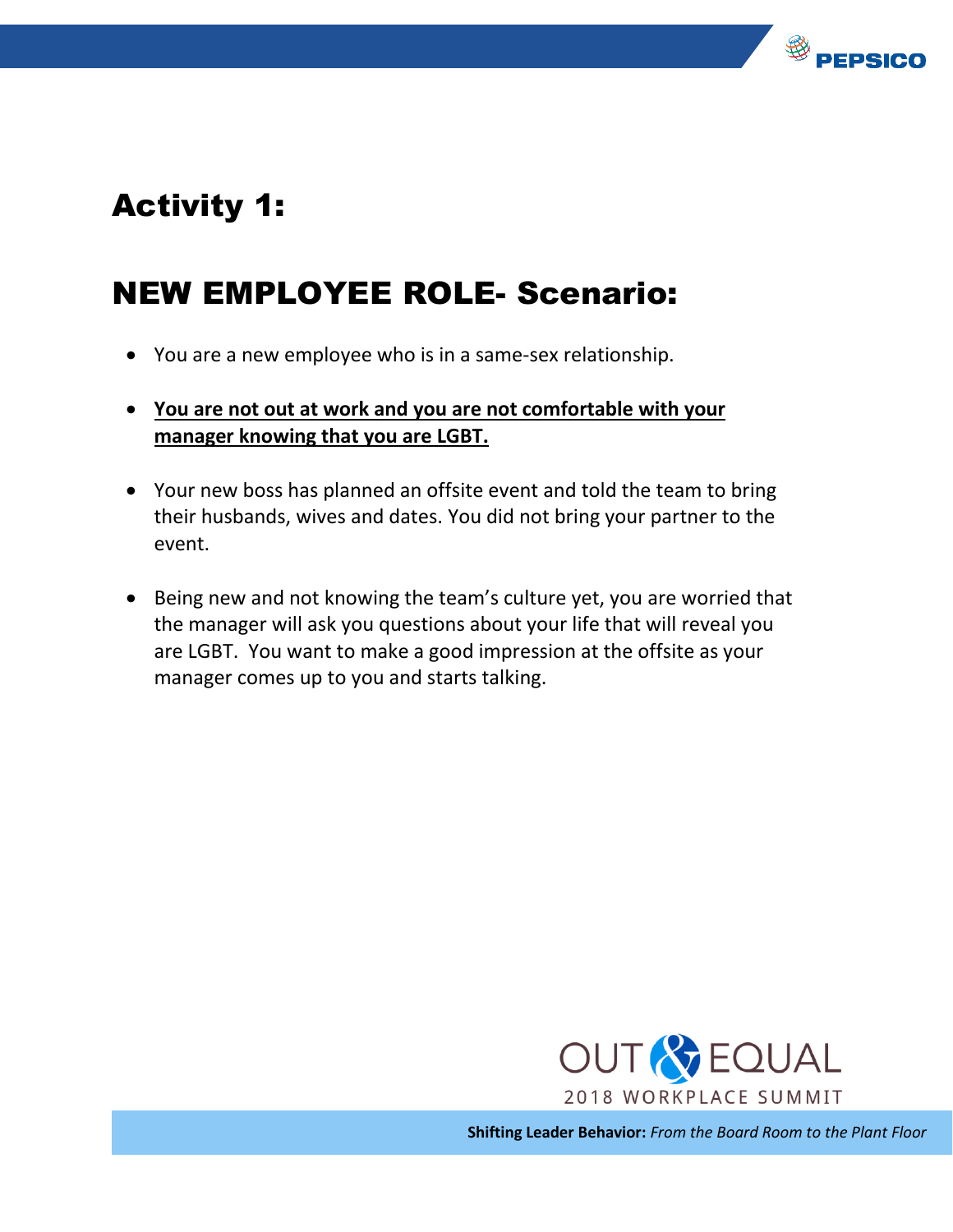# Activity 1:

## NEW EMPLOYEE ROLE- Scenario:

- You are a new employee who is in a same-sex relationship.
- **You are not out at work and you are not comfortable with your manager knowing that you are LGBT.**
- Your new boss has planned an offsite event and told the team to bring their husbands, wives and dates. You did not bring your partner to the event.
- Being new and not knowing the team's culture yet, you are worried that the manager will ask you questions about your life that will reveal you are LGBT. You want to make a good impression at the offsite as your manager comes up to you and starts talking.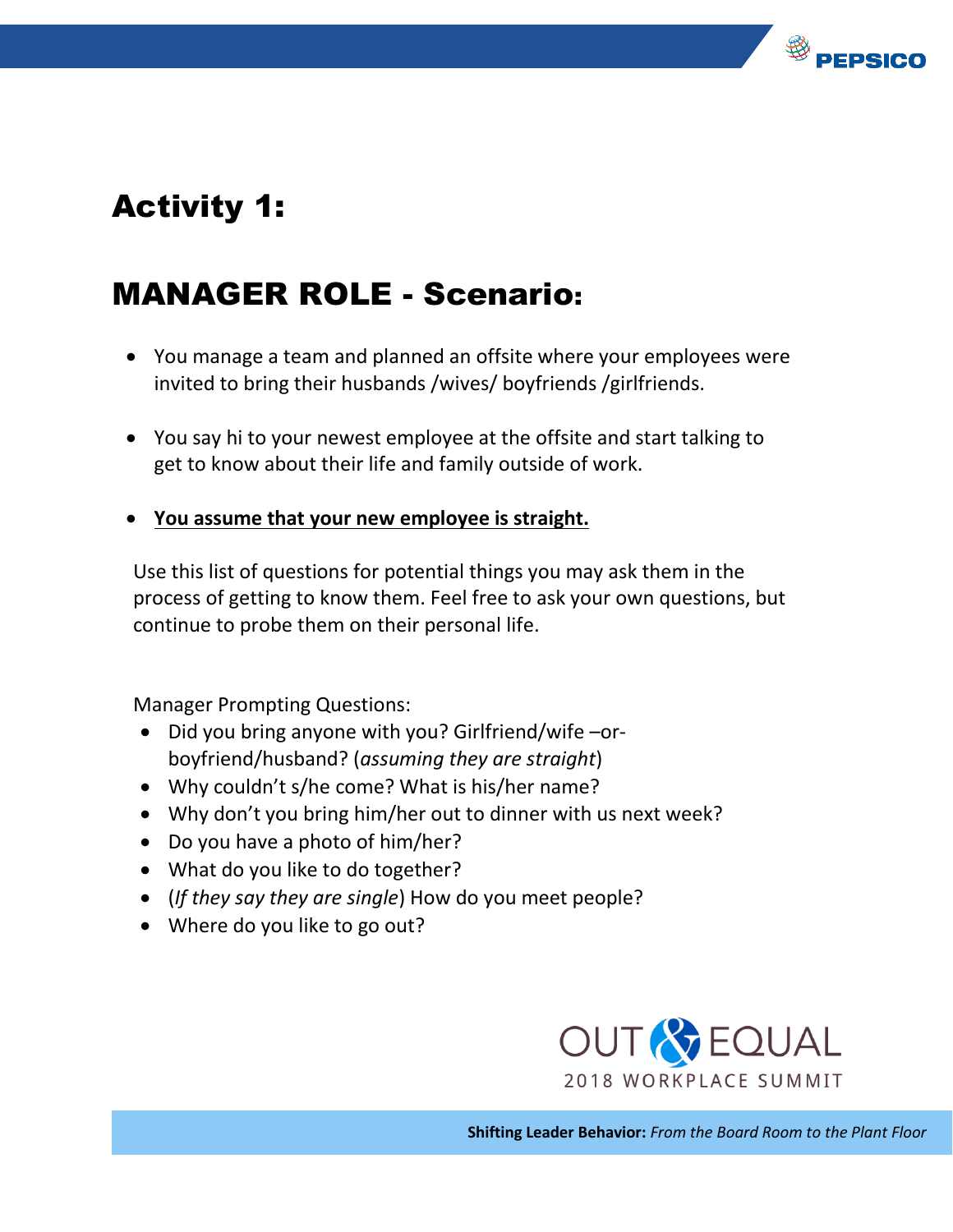# Activity 1:

# MANAGER ROLE - Scenario:

- You manage a team and planned an offsite where your employees were invited to bring their husbands /wives/ boyfriends /girlfriends.
- You say hi to your newest employee at the offsite and start talking to get to know about their life and family outside of work.
- **<u>You assume that your new employee is straight.</u>**

Use this list of questions for potential things you may ask them in the process of getting to know them. Feel free to ask your own questions, but continue to probe them on their personal life.

Manager Prompting Questions:

- Did you bring anyone with you? Girlfriend/wife –or- boyfriend/husband? (*assuming they are straight*)
- Why couldn't s/he come? What is his/her name?
- Why don't you bring him/her out to dinner with us next week?
- Do you have a photo of him/her?
- What do you like to do together?
- (*If they say they are single*) How do you meet people?
- Where do you like to go out?

OUT & EQUAL
2018 WORKPLACE SUMMIT

**Shifting Leader Behavior:** *From the Board Room to the Plant Floor*